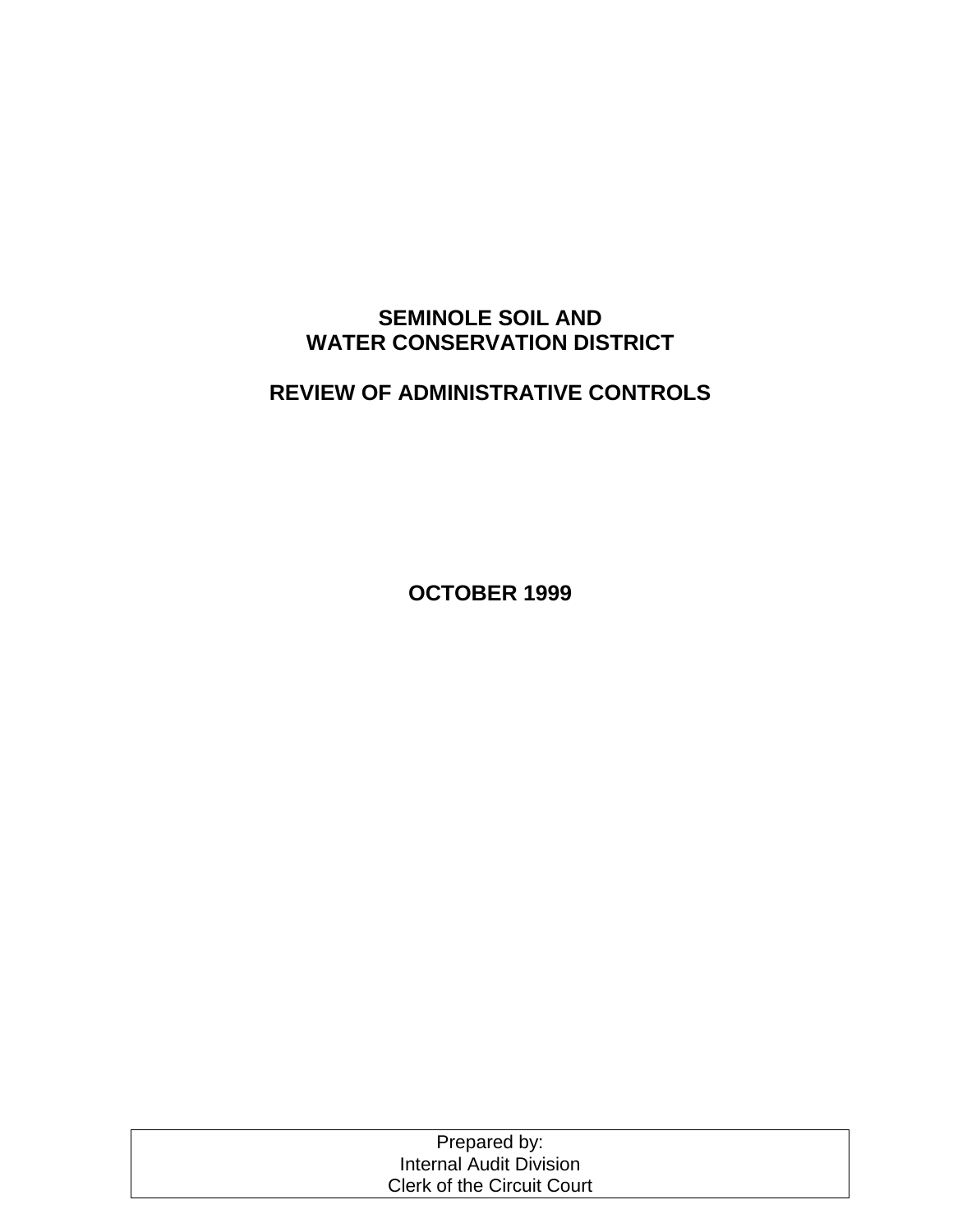# SEMINOLE SOIL AND WATER CONSERVATION DISTRICT

## REVIEW OF ADMINISTRATIVE CONTROLS

**OCTOBER 1999**

Prepared by:
Internal Audit Division
Clerk of the Circuit Court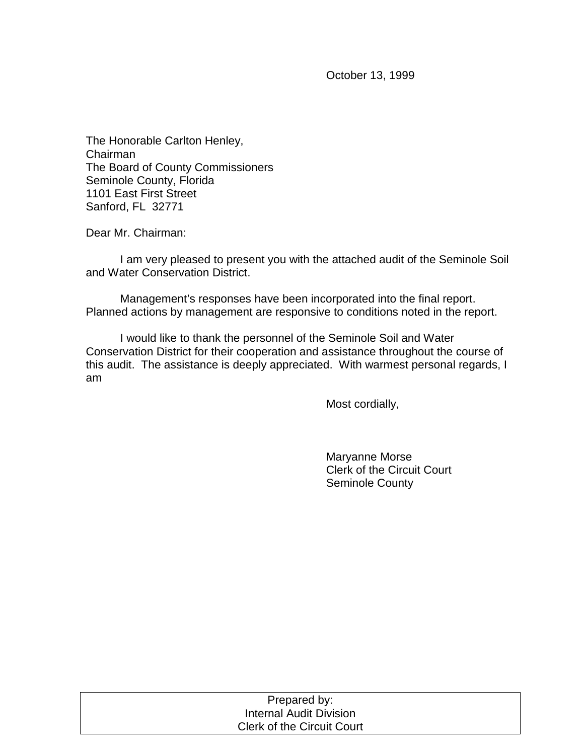October 13, 1999

The Honorable Carlton Henley,
Chairman
The Board of County Commissioners
Seminole County, Florida
1101 East First Street
Sanford, FL 32771

Dear Mr. Chairman:

I am very pleased to present you with the attached audit of the Seminole Soil and Water Conservation District.

Management's responses have been incorporated into the final report. Planned actions by management are responsive to conditions noted in the report.

I would like to thank the personnel of the Seminole Soil and Water Conservation District for their cooperation and assistance throughout the course of this audit. The assistance is deeply appreciated. With warmest personal regards, I am

Most cordially,

Maryanne Morse
Clerk of the Circuit Court
Seminole County

Prepared by:
Internal Audit Division
Clerk of the Circuit Court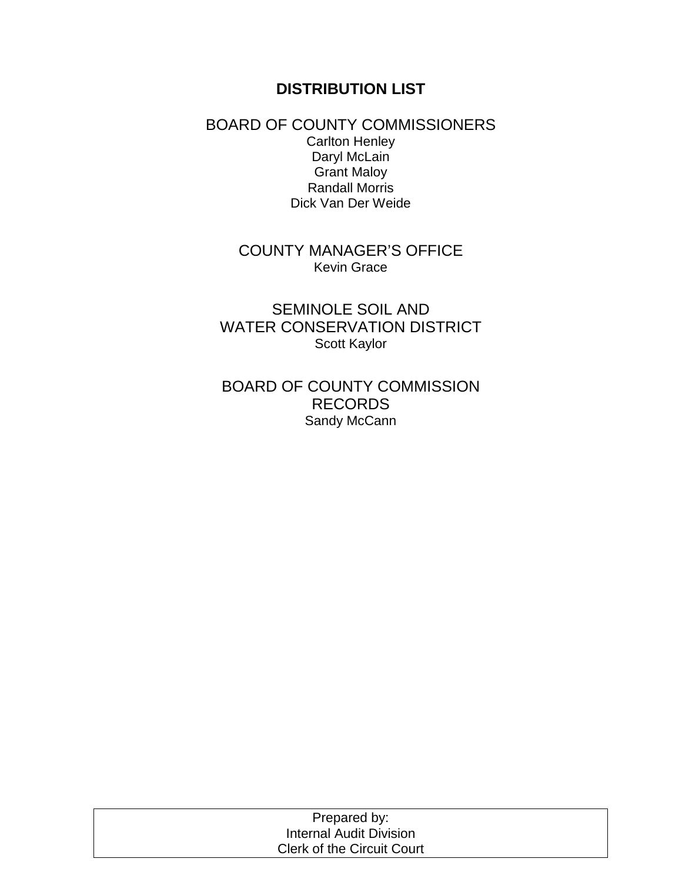# DISTRIBUTION LIST

BOARD OF COUNTY COMMISSIONERS

Carlton Henley
Daryl McLain
Grant Maloy
Randall Morris
Dick Van Der Weide

COUNTY MANAGER'S OFFICE

Kevin Grace

SEMINOLE SOIL AND
WATER CONSERVATION DISTRICT

Scott Kaylor

BOARD OF COUNTY COMMISSION
RECORDS

Sandy McCann

Prepared by:
Internal Audit Division
Clerk of the Circuit Court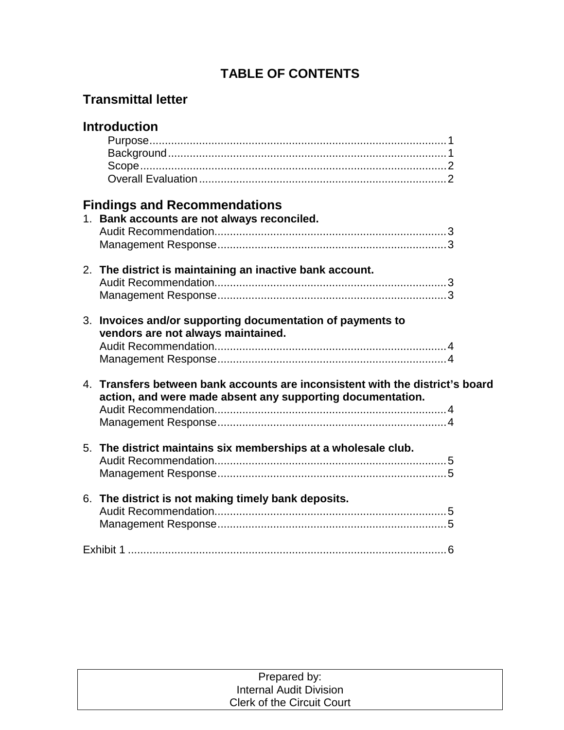# TABLE OF CONTENTS

## Transmittal letter

## Introduction

Purpose....................................................................................................1
Background..............................................................................................1
Scope.......................................................................................................2
Overall Evaluation....................................................................................2

## Findings and Recommendations

1. **Bank accounts are not always reconciled.**
   Audit Recommendation..........................................................................3
   Management Response.........................................................................3

2. **The district is maintaining an inactive bank account.**
   Audit Recommendation..........................................................................3
   Management Response.........................................................................3

3. **Invoices and/or supporting documentation of payments to vendors are not always maintained.**
   Audit Recommendation..........................................................................4
   Management Response.........................................................................4

4. **Transfers between bank accounts are inconsistent with the district's board action, and were made absent any supporting documentation.**
   Audit Recommendation..........................................................................4
   Management Response.........................................................................4

5. **The district maintains six memberships at a wholesale club.**
   Audit Recommendation..........................................................................5
   Management Response.........................................................................5

6. **The district is not making timely bank deposits.**
   Audit Recommendation..........................................................................5
   Management Response.........................................................................5

Exhibit 1 ....................................................................................................6

Prepared by:
Internal Audit Division
Clerk of the Circuit Court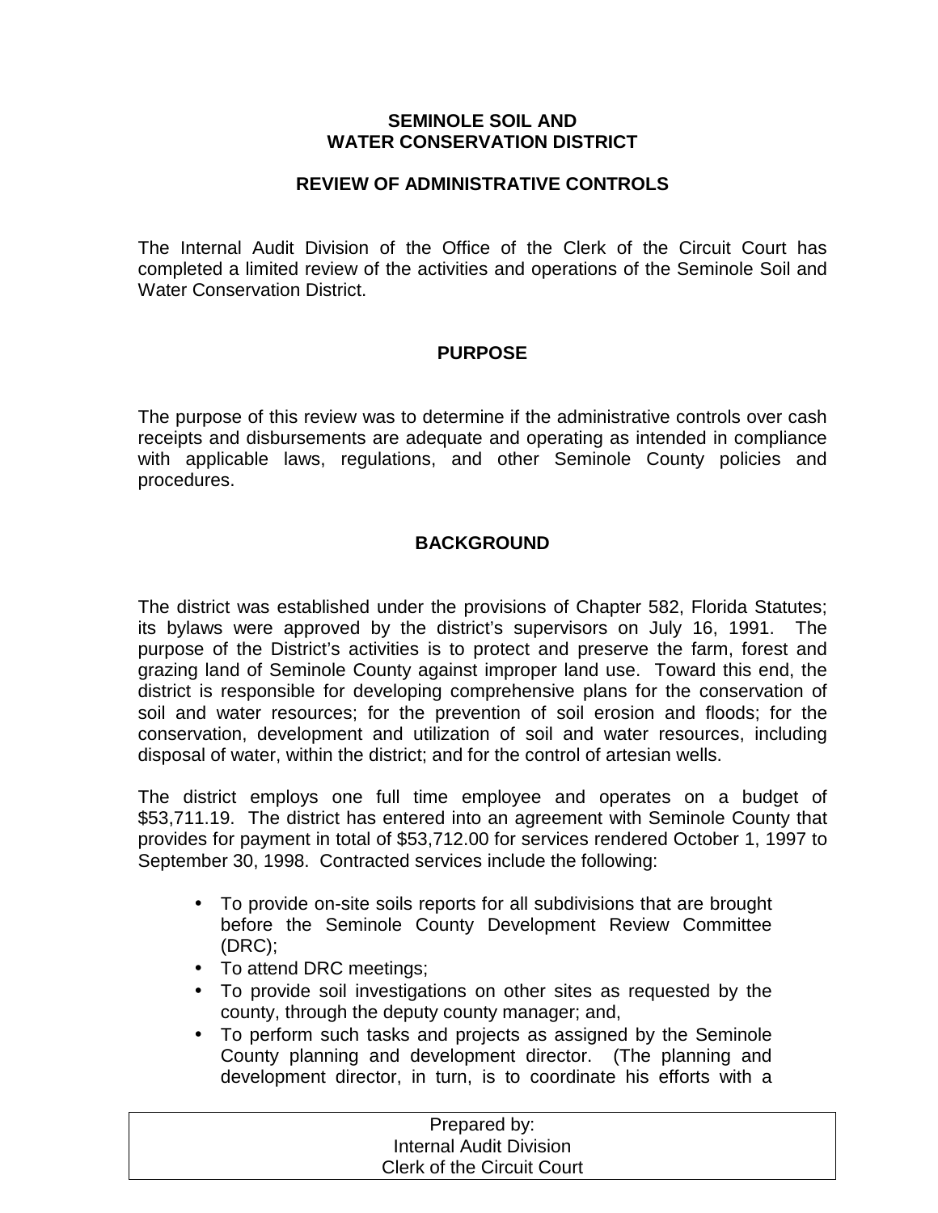# SEMINOLE SOIL AND WATER CONSERVATION DISTRICT

## REVIEW OF ADMINISTRATIVE CONTROLS

The Internal Audit Division of the Office of the Clerk of the Circuit Court has completed a limited review of the activities and operations of the Seminole Soil and Water Conservation District.

## PURPOSE

The purpose of this review was to determine if the administrative controls over cash receipts and disbursements are adequate and operating as intended in compliance with applicable laws, regulations, and other Seminole County policies and procedures.

## BACKGROUND

The district was established under the provisions of Chapter 582, Florida Statutes; its bylaws were approved by the district's supervisors on July 16, 1991. The purpose of the District's activities is to protect and preserve the farm, forest and grazing land of Seminole County against improper land use. Toward this end, the district is responsible for developing comprehensive plans for the conservation of soil and water resources; for the prevention of soil erosion and floods; for the conservation, development and utilization of soil and water resources, including disposal of water, within the district; and for the control of artesian wells.

The district employs one full time employee and operates on a budget of $53,711.19. The district has entered into an agreement with Seminole County that provides for payment in total of $53,712.00 for services rendered October 1, 1997 to September 30, 1998. Contracted services include the following:

- To provide on-site soils reports for all subdivisions that are brought before the Seminole County Development Review Committee (DRC);
- To attend DRC meetings;
- To provide soil investigations on other sites as requested by the county, through the deputy county manager; and,
- To perform such tasks and projects as assigned by the Seminole County planning and development director. (The planning and development director, in turn, is to coordinate his efforts with a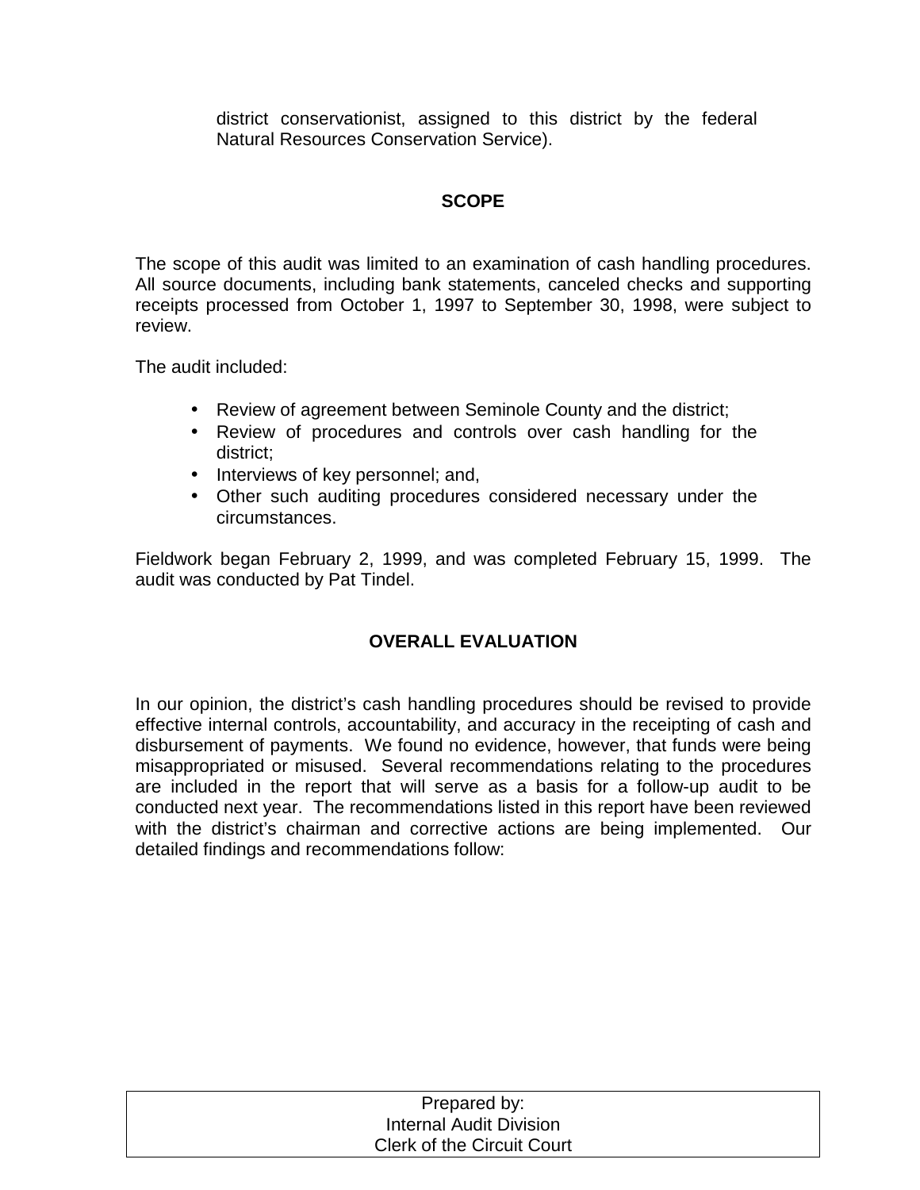district conservationist, assigned to this district by the federal Natural Resources Conservation Service).

## SCOPE

The scope of this audit was limited to an examination of cash handling procedures. All source documents, including bank statements, canceled checks and supporting receipts processed from October 1, 1997 to September 30, 1998, were subject to review.

The audit included:

- Review of agreement between Seminole County and the district;
- Review of procedures and controls over cash handling for the district;
- Interviews of key personnel; and,
- Other such auditing procedures considered necessary under the circumstances.

Fieldwork began February 2, 1999, and was completed February 15, 1999. The audit was conducted by Pat Tindel.

## OVERALL EVALUATION

In our opinion, the district's cash handling procedures should be revised to provide effective internal controls, accountability, and accuracy in the receipting of cash and disbursement of payments. We found no evidence, however, that funds were being misappropriated or misused. Several recommendations relating to the procedures are included in the report that will serve as a basis for a follow-up audit to be conducted next year. The recommendations listed in this report have been reviewed with the district's chairman and corrective actions are being implemented. Our detailed findings and recommendations follow:

Prepared by:
Internal Audit Division
Clerk of the Circuit Court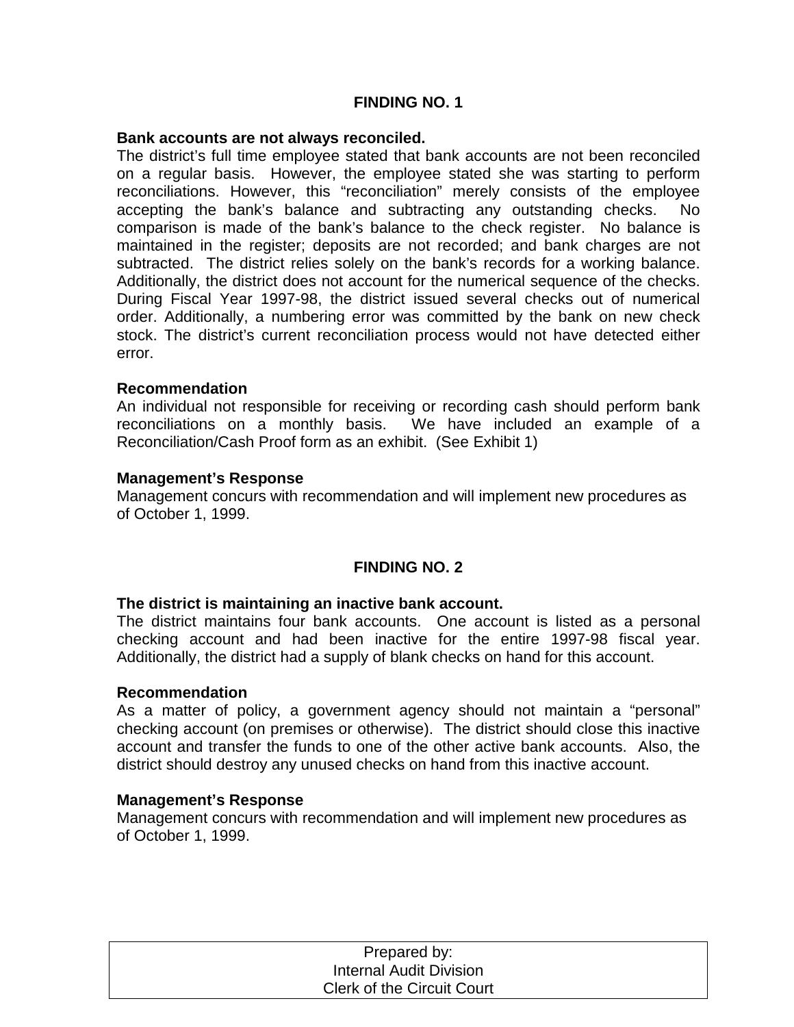## FINDING NO. 1

**Bank accounts are not always reconciled.**

The district's full time employee stated that bank accounts are not been reconciled on a regular basis. However, the employee stated she was starting to perform reconciliations. However, this "reconciliation" merely consists of the employee accepting the bank's balance and subtracting any outstanding checks. No comparison is made of the bank's balance to the check register. No balance is maintained in the register; deposits are not recorded; and bank charges are not subtracted. The district relies solely on the bank's records for a working balance. Additionally, the district does not account for the numerical sequence of the checks. During Fiscal Year 1997-98, the district issued several checks out of numerical order. Additionally, a numbering error was committed by the bank on new check stock. The district's current reconciliation process would not have detected either error.

**Recommendation**

An individual not responsible for receiving or recording cash should perform bank reconciliations on a monthly basis. We have included an example of a Reconciliation/Cash Proof form as an exhibit. (See Exhibit 1)

**Management's Response**

Management concurs with recommendation and will implement new procedures as of October 1, 1999.

## FINDING NO. 2

**The district is maintaining an inactive bank account.**

The district maintains four bank accounts. One account is listed as a personal checking account and had been inactive for the entire 1997-98 fiscal year. Additionally, the district had a supply of blank checks on hand for this account.

**Recommendation**

As a matter of policy, a government agency should not maintain a "personal" checking account (on premises or otherwise). The district should close this inactive account and transfer the funds to one of the other active bank accounts. Also, the district should destroy any unused checks on hand from this inactive account.

**Management's Response**

Management concurs with recommendation and will implement new procedures as of October 1, 1999.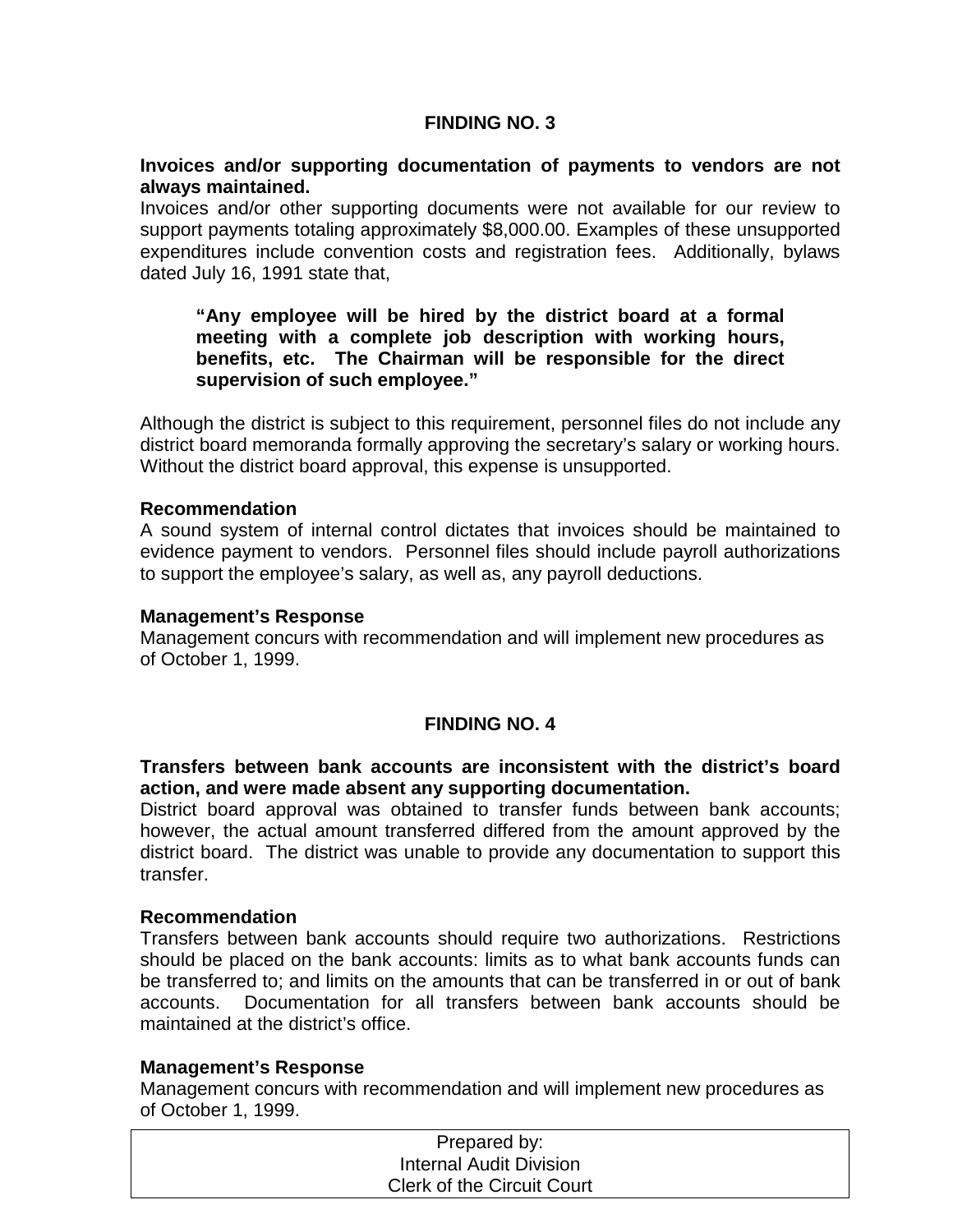## FINDING NO. 3

**Invoices and/or supporting documentation of payments to vendors are not always maintained.**
Invoices and/or other supporting documents were not available for our review to support payments totaling approximately $8,000.00. Examples of these unsupported expenditures include convention costs and registration fees. Additionally, bylaws dated July 16, 1991 state that,

> **"Any employee will be hired by the district board at a formal meeting with a complete job description with working hours, benefits, etc. The Chairman will be responsible for the direct supervision of such employee."**

Although the district is subject to this requirement, personnel files do not include any district board memoranda formally approving the secretary's salary or working hours. Without the district board approval, this expense is unsupported.

**Recommendation**
A sound system of internal control dictates that invoices should be maintained to evidence payment to vendors. Personnel files should include payroll authorizations to support the employee's salary, as well as, any payroll deductions.

**Management's Response**
Management concurs with recommendation and will implement new procedures as of October 1, 1999.

## FINDING NO. 4

**Transfers between bank accounts are inconsistent with the district's board action, and were made absent any supporting documentation.**
District board approval was obtained to transfer funds between bank accounts; however, the actual amount transferred differed from the amount approved by the district board. The district was unable to provide any documentation to support this transfer.

**Recommendation**
Transfers between bank accounts should require two authorizations. Restrictions should be placed on the bank accounts: limits as to what bank accounts funds can be transferred to; and limits on the amounts that can be transferred in or out of bank accounts. Documentation for all transfers between bank accounts should be maintained at the district's office.

**Management's Response**
Management concurs with recommendation and will implement new procedures as of October 1, 1999.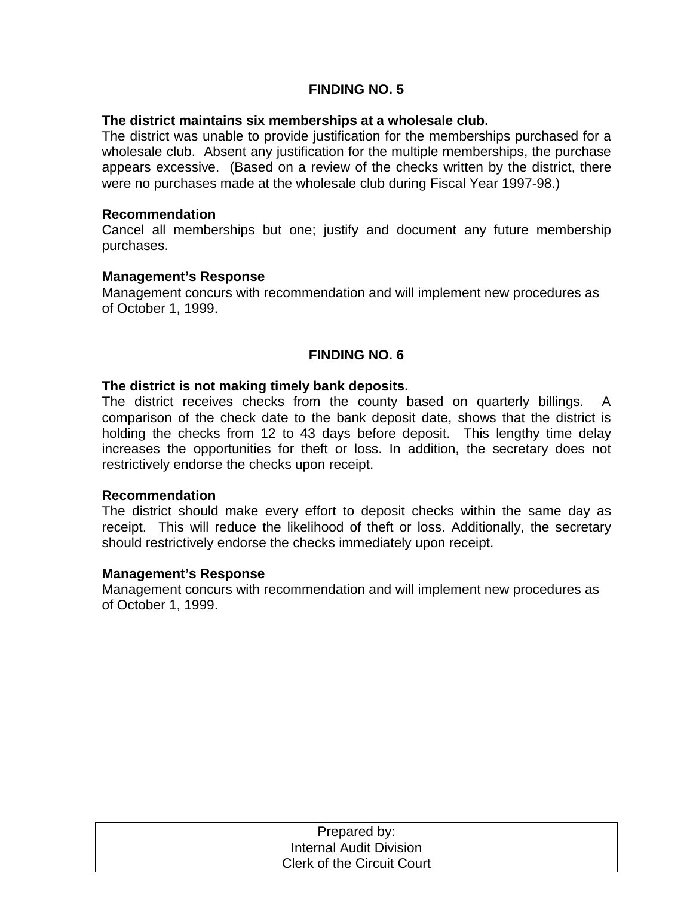## FINDING NO. 5

**The district maintains six memberships at a wholesale club.**
The district was unable to provide justification for the memberships purchased for a wholesale club. Absent any justification for the multiple memberships, the purchase appears excessive. (Based on a review of the checks written by the district, there were no purchases made at the wholesale club during Fiscal Year 1997-98.)

**Recommendation**
Cancel all memberships but one; justify and document any future membership purchases.

**Management's Response**
Management concurs with recommendation and will implement new procedures as of October 1, 1999.

## FINDING NO. 6

**The district is not making timely bank deposits.**
The district receives checks from the county based on quarterly billings. A comparison of the check date to the bank deposit date, shows that the district is holding the checks from 12 to 43 days before deposit. This lengthy time delay increases the opportunities for theft or loss. In addition, the secretary does not restrictively endorse the checks upon receipt.

**Recommendation**
The district should make every effort to deposit checks within the same day as receipt. This will reduce the likelihood of theft or loss. Additionally, the secretary should restrictively endorse the checks immediately upon receipt.

**Management's Response**
Management concurs with recommendation and will implement new procedures as of October 1, 1999.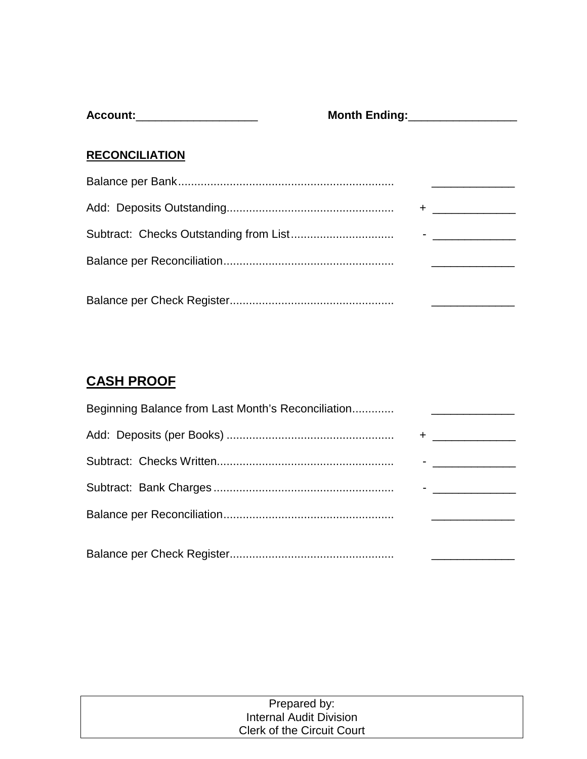**Account:**___________________ **Month Ending:**_________________

**RECONCILIATION**

| | | |
|---|---|---|
| Balance per Bank.................................................................. | | _____________ |
| Add: Deposits Outstanding................................................... | + | _____________ |
| Subtract: Checks Outstanding from List................................ | - | _____________ |
| Balance per Reconciliation.................................................... | | _____________ |
| | | |
| Balance per Check Register.................................................. | | _____________ |

## CASH PROOF

| | | |
|---|---|---|
| Beginning Balance from Last Month's Reconciliation............. | | _____________ |
| Add: Deposits (per Books) ................................................... | + | _____________ |
| Subtract: Checks Written...................................................... | - | _____________ |
| Subtract: Bank Charges ....................................................... | - | _____________ |
| Balance per Reconciliation.................................................... | | _____________ |
| | | |
| Balance per Check Register.................................................. | | _____________ |

Prepared by:
Internal Audit Division
Clerk of the Circuit Court